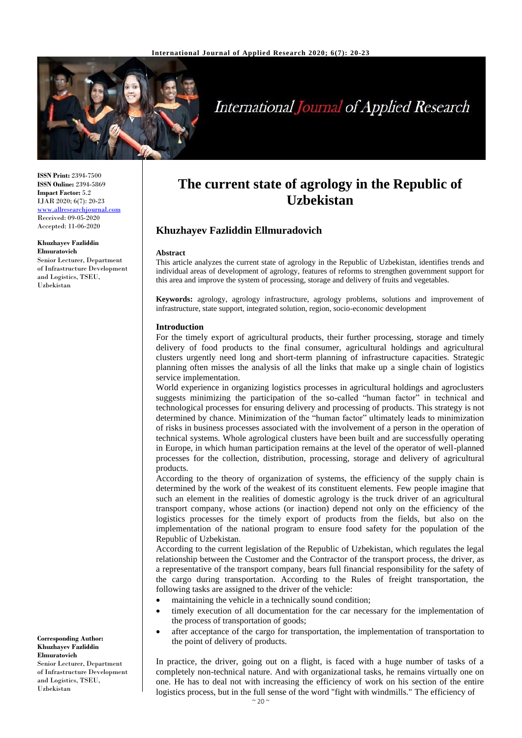# The current state of agrology in the Republic of Uzbekistan

## Khuzhayev Fazliddin Ellmuradovich

ISSN Print: 2394-7500
ISSN Online: 2394-5869
Impact Factor: 5.2
IJAR 2020; 6(7): 20-23
www.allresearchjournal.com
Received: 09-05-2020
Accepted: 11-06-2020

**Khuzhayev Fazliddin Elmuratovich**
Senior Lecturer, Department of Infrastructure Development and Logistics, TSEU, Uzbekistan

**Corresponding Author:**
**Khuzhayev Fazliddin Elmuratovich**
Senior Lecturer, Department of Infrastructure Development and Logistics, TSEU, Uzbekistan

### Abstract

This article analyzes the current state of agrology in the Republic of Uzbekistan, identifies trends and individual areas of development of agrology, features of reforms to strengthen government support for this area and improve the system of processing, storage and delivery of fruits and vegetables.

**Keywords:** agrology, agrology infrastructure, agrology problems, solutions and improvement of infrastructure, state support, integrated solution, region, socio-economic development

### Introduction

For the timely export of agricultural products, their further processing, storage and timely delivery of food products to the final consumer, agricultural holdings and agricultural clusters urgently need long and short-term planning of infrastructure capacities. Strategic planning often misses the analysis of all the links that make up a single chain of logistics service implementation.

World experience in organizing logistics processes in agricultural holdings and agroclusters suggests minimizing the participation of the so-called "human factor" in technical and technological processes for ensuring delivery and processing of products. This strategy is not determined by chance. Minimization of the "human factor" ultimately leads to minimization of risks in business processes associated with the involvement of a person in the operation of technical systems. Whole agrological clusters have been built and are successfully operating in Europe, in which human participation remains at the level of the operator of well-planned processes for the collection, distribution, processing, storage and delivery of agricultural products.

According to the theory of organization of systems, the efficiency of the supply chain is determined by the work of the weakest of its constituent elements. Few people imagine that such an element in the realities of domestic agrology is the truck driver of an agricultural transport company, whose actions (or inaction) depend not only on the efficiency of the logistics processes for the timely export of products from the fields, but also on the implementation of the national program to ensure food safety for the population of the Republic of Uzbekistan.

According to the current legislation of the Republic of Uzbekistan, which regulates the legal relationship between the Customer and the Contractor of the transport process, the driver, as a representative of the transport company, bears full financial responsibility for the safety of the cargo during transportation. According to the Rules of freight transportation, the following tasks are assigned to the driver of the vehicle:

- maintaining the vehicle in a technically sound condition;
- timely execution of all documentation for the car necessary for the implementation of the process of transportation of goods;
- after acceptance of the cargo for transportation, the implementation of transportation to the point of delivery of products.

In practice, the driver, going out on a flight, is faced with a huge number of tasks of a completely non-technical nature. And with organizational tasks, he remains virtually one on one. He has to deal not with increasing the efficiency of work on his section of the entire logistics process, but in the full sense of the word "fight with windmills." The efficiency of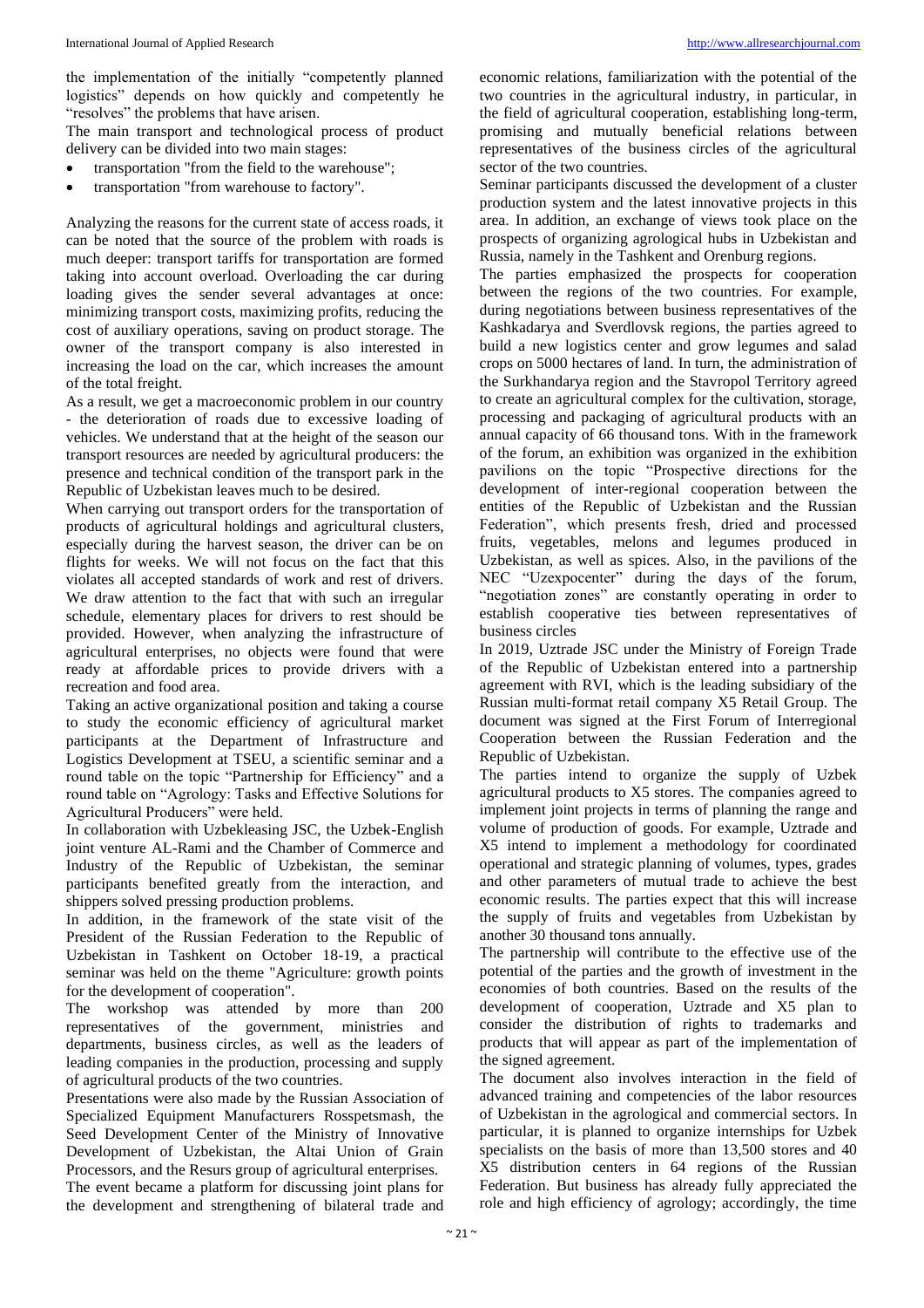the implementation of the initially "competently planned logistics" depends on how quickly and competently he "resolves" the problems that have arisen.

The main transport and technological process of product delivery can be divided into two main stages:

- transportation "from the field to the warehouse";
- transportation "from warehouse to factory".

Analyzing the reasons for the current state of access roads, it can be noted that the source of the problem with roads is much deeper: transport tariffs for transportation are formed taking into account overload. Overloading the car during loading gives the sender several advantages at once: minimizing transport costs, maximizing profits, reducing the cost of auxiliary operations, saving on product storage. The owner of the transport company is also interested in increasing the load on the car, which increases the amount of the total freight.

As a result, we get a macroeconomic problem in our country - the deterioration of roads due to excessive loading of vehicles. We understand that at the height of the season our transport resources are needed by agricultural producers: the presence and technical condition of the transport park in the Republic of Uzbekistan leaves much to be desired.

When carrying out transport orders for the transportation of products of agricultural holdings and agricultural clusters, especially during the harvest season, the driver can be on flights for weeks. We will not focus on the fact that this violates all accepted standards of work and rest of drivers. We draw attention to the fact that with such an irregular schedule, elementary places for drivers to rest should be provided. However, when analyzing the infrastructure of agricultural enterprises, no objects were found that were ready at affordable prices to provide drivers with a recreation and food area.

Taking an active organizational position and taking a course to study the economic efficiency of agricultural market participants at the Department of Infrastructure and Logistics Development at TSEU, a scientific seminar and a round table on the topic "Partnership for Efficiency" and a round table on "Agrology: Tasks and Effective Solutions for Agricultural Producers" were held.

In collaboration with Uzbekleasing JSC, the Uzbek-English joint venture AL-Rami and the Chamber of Commerce and Industry of the Republic of Uzbekistan, the seminar participants benefited greatly from the interaction, and shippers solved pressing production problems.

In addition, in the framework of the state visit of the President of the Russian Federation to the Republic of Uzbekistan in Tashkent on October 18-19, a practical seminar was held on the theme "Agriculture: growth points for the development of cooperation".

The workshop was attended by more than 200 representatives of the government, ministries and departments, business circles, as well as the leaders of leading companies in the production, processing and supply of agricultural products of the two countries.

Presentations were also made by the Russian Association of Specialized Equipment Manufacturers Rosspetsmash, the Seed Development Center of the Ministry of Innovative Development of Uzbekistan, the Altai Union of Grain Processors, and the Resurs group of agricultural enterprises.

The event became a platform for discussing joint plans for the development and strengthening of bilateral trade and economic relations, familiarization with the potential of the two countries in the agricultural industry, in particular, in the field of agricultural cooperation, establishing long-term, promising and mutually beneficial relations between representatives of the business circles of the agricultural sector of the two countries.

Seminar participants discussed the development of a cluster production system and the latest innovative projects in this area. In addition, an exchange of views took place on the prospects of organizing agrological hubs in Uzbekistan and Russia, namely in the Tashkent and Orenburg regions.

The parties emphasized the prospects for cooperation between the regions of the two countries. For example, during negotiations between business representatives of the Kashkadarya and Sverdlovsk regions, the parties agreed to build a new logistics center and grow legumes and salad crops on 5000 hectares of land. In turn, the administration of the Surkhandarya region and the Stavropol Territory agreed to create an agricultural complex for the cultivation, storage, processing and packaging of agricultural products with an annual capacity of 66 thousand tons. With in the framework of the forum, an exhibition was organized in the exhibition pavilions on the topic "Prospective directions for the development of inter-regional cooperation between the entities of the Republic of Uzbekistan and the Russian Federation", which presents fresh, dried and processed fruits, vegetables, melons and legumes produced in Uzbekistan, as well as spices. Also, in the pavilions of the NEC "Uzexpocenter" during the days of the forum, "negotiation zones" are constantly operating in order to establish cooperative ties between representatives of business circles

In 2019, Uztrade JSC under the Ministry of Foreign Trade of the Republic of Uzbekistan entered into a partnership agreement with RVI, which is the leading subsidiary of the Russian multi-format retail company X5 Retail Group. The document was signed at the First Forum of Interregional Cooperation between the Russian Federation and the Republic of Uzbekistan.

The parties intend to organize the supply of Uzbek agricultural products to X5 stores. The companies agreed to implement joint projects in terms of planning the range and volume of production of goods. For example, Uztrade and X5 intend to implement a methodology for coordinated operational and strategic planning of volumes, types, grades and other parameters of mutual trade to achieve the best economic results. The parties expect that this will increase the supply of fruits and vegetables from Uzbekistan by another 30 thousand tons annually.

The partnership will contribute to the effective use of the potential of the parties and the growth of investment in the economies of both countries. Based on the results of the development of cooperation, Uztrade and X5 plan to consider the distribution of rights to trademarks and products that will appear as part of the implementation of the signed agreement.

The document also involves interaction in the field of advanced training and competencies of the labor resources of Uzbekistan in the agrological and commercial sectors. In particular, it is planned to organize internships for Uzbek specialists on the basis of more than 13,500 stores and 40 X5 distribution centers in 64 regions of the Russian Federation. But business has already fully appreciated the role and high efficiency of agrology; accordingly, the time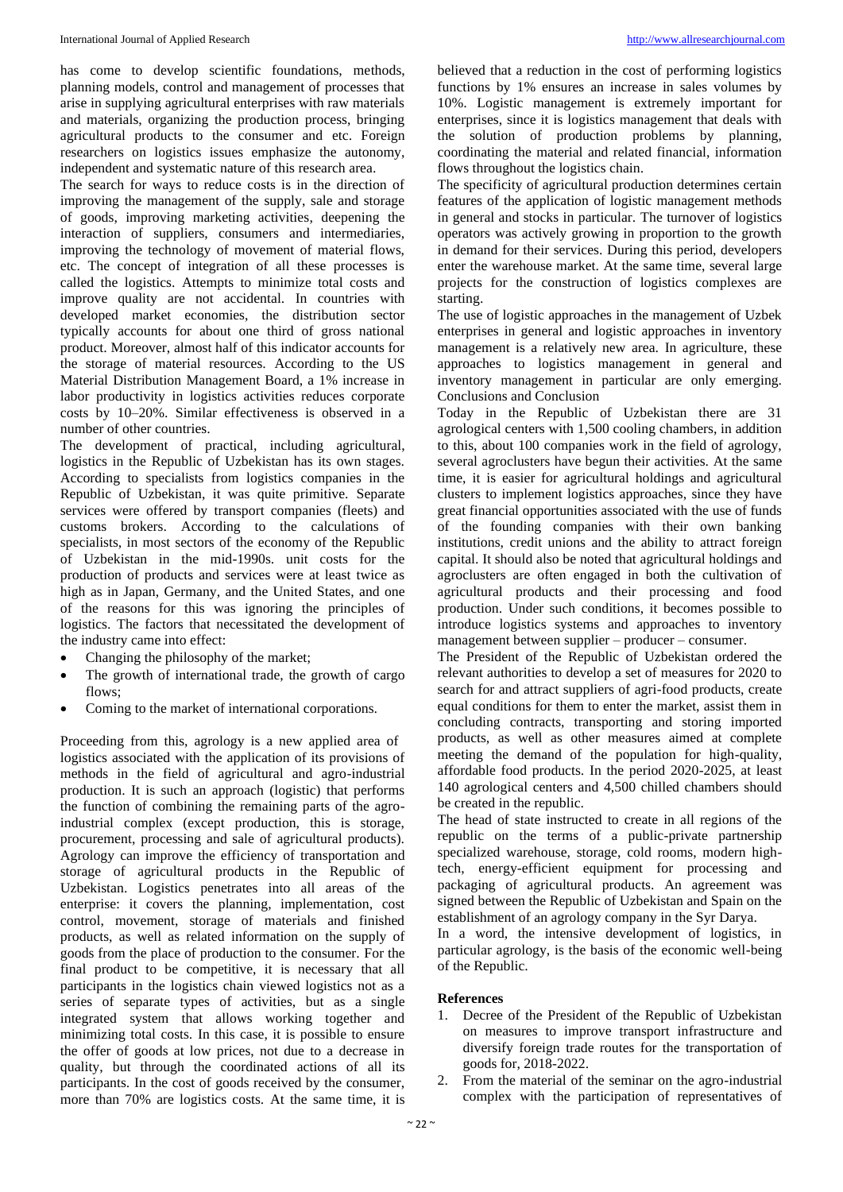has come to develop scientific foundations, methods, planning models, control and management of processes that arise in supplying agricultural enterprises with raw materials and materials, organizing the production process, bringing agricultural products to the consumer and etc. Foreign researchers on logistics issues emphasize the autonomy, independent and systematic nature of this research area.

The search for ways to reduce costs is in the direction of improving the management of the supply, sale and storage of goods, improving marketing activities, deepening the interaction of suppliers, consumers and intermediaries, improving the technology of movement of material flows, etc. The concept of integration of all these processes is called the logistics. Attempts to minimize total costs and improve quality are not accidental. In countries with developed market economies, the distribution sector typically accounts for about one third of gross national product. Moreover, almost half of this indicator accounts for the storage of material resources. According to the US Material Distribution Management Board, a 1% increase in labor productivity in logistics activities reduces corporate costs by 10–20%. Similar effectiveness is observed in a number of other countries.

The development of practical, including agricultural, logistics in the Republic of Uzbekistan has its own stages. According to specialists from logistics companies in the Republic of Uzbekistan, it was quite primitive. Separate services were offered by transport companies (fleets) and customs brokers. According to the calculations of specialists, in most sectors of the economy of the Republic of Uzbekistan in the mid-1990s. unit costs for the production of products and services were at least twice as high as in Japan, Germany, and the United States, and one of the reasons for this was ignoring the principles of logistics. The factors that necessitated the development of the industry came into effect:

- Changing the philosophy of the market;
- The growth of international trade, the growth of cargo flows;
- Coming to the market of international corporations.

Proceeding from this, agrology is a new applied area of logistics associated with the application of its provisions of methods in the field of agricultural and agro-industrial production. It is such an approach (logistic) that performs the function of combining the remaining parts of the agro-industrial complex (except production, this is storage, procurement, processing and sale of agricultural products). Agrology can improve the efficiency of transportation and storage of agricultural products in the Republic of Uzbekistan. Logistics penetrates into all areas of the enterprise: it covers the planning, implementation, cost control, movement, storage of materials and finished products, as well as related information on the supply of goods from the place of production to the consumer. For the final product to be competitive, it is necessary that all participants in the logistics chain viewed logistics not as a series of separate types of activities, but as a single integrated system that allows working together and minimizing total costs. In this case, it is possible to ensure the offer of goods at low prices, not due to a decrease in quality, but through the coordinated actions of all its participants. In the cost of goods received by the consumer, more than 70% are logistics costs. At the same time, it is believed that a reduction in the cost of performing logistics functions by 1% ensures an increase in sales volumes by 10%. Logistic management is extremely important for enterprises, since it is logistics management that deals with the solution of production problems by planning, coordinating the material and related financial, information flows throughout the logistics chain.

The specificity of agricultural production determines certain features of the application of logistic management methods in general and stocks in particular. The turnover of logistics operators was actively growing in proportion to the growth in demand for their services. During this period, developers enter the warehouse market. At the same time, several large projects for the construction of logistics complexes are starting.

The use of logistic approaches in the management of Uzbek enterprises in general and logistic approaches in inventory management is a relatively new area. In agriculture, these approaches to logistics management in general and inventory management in particular are only emerging.

Conclusions and Conclusion

Today in the Republic of Uzbekistan there are 31 agrological centers with 1,500 cooling chambers, in addition to this, about 100 companies work in the field of agrology, several agroclusters have begun their activities. At the same time, it is easier for agricultural holdings and agricultural clusters to implement logistics approaches, since they have great financial opportunities associated with the use of funds of the founding companies with their own banking institutions, credit unions and the ability to attract foreign capital. It should also be noted that agricultural holdings and agroclusters are often engaged in both the cultivation of agricultural products and their processing and food production. Under such conditions, it becomes possible to introduce logistics systems and approaches to inventory management between supplier – producer – consumer.

The President of the Republic of Uzbekistan ordered the relevant authorities to develop a set of measures for 2020 to search for and attract suppliers of agri-food products, create equal conditions for them to enter the market, assist them in concluding contracts, transporting and storing imported products, as well as other measures aimed at complete meeting the demand of the population for high-quality, affordable food products. In the period 2020-2025, at least 140 agrological centers and 4,500 chilled chambers should be created in the republic.

The head of state instructed to create in all regions of the republic on the terms of a public-private partnership specialized warehouse, storage, cold rooms, modern high-tech, energy-efficient equipment for processing and packaging of agricultural products. An agreement was signed between the Republic of Uzbekistan and Spain on the establishment of an agrology company in the Syr Darya.

In a word, the intensive development of logistics, in particular agrology, is the basis of the economic well-being of the Republic.

## References

1. Decree of the President of the Republic of Uzbekistan on measures to improve transport infrastructure and diversify foreign trade routes for the transportation of goods for, 2018-2022.
2. From the material of the seminar on the agro-industrial complex with the participation of representatives of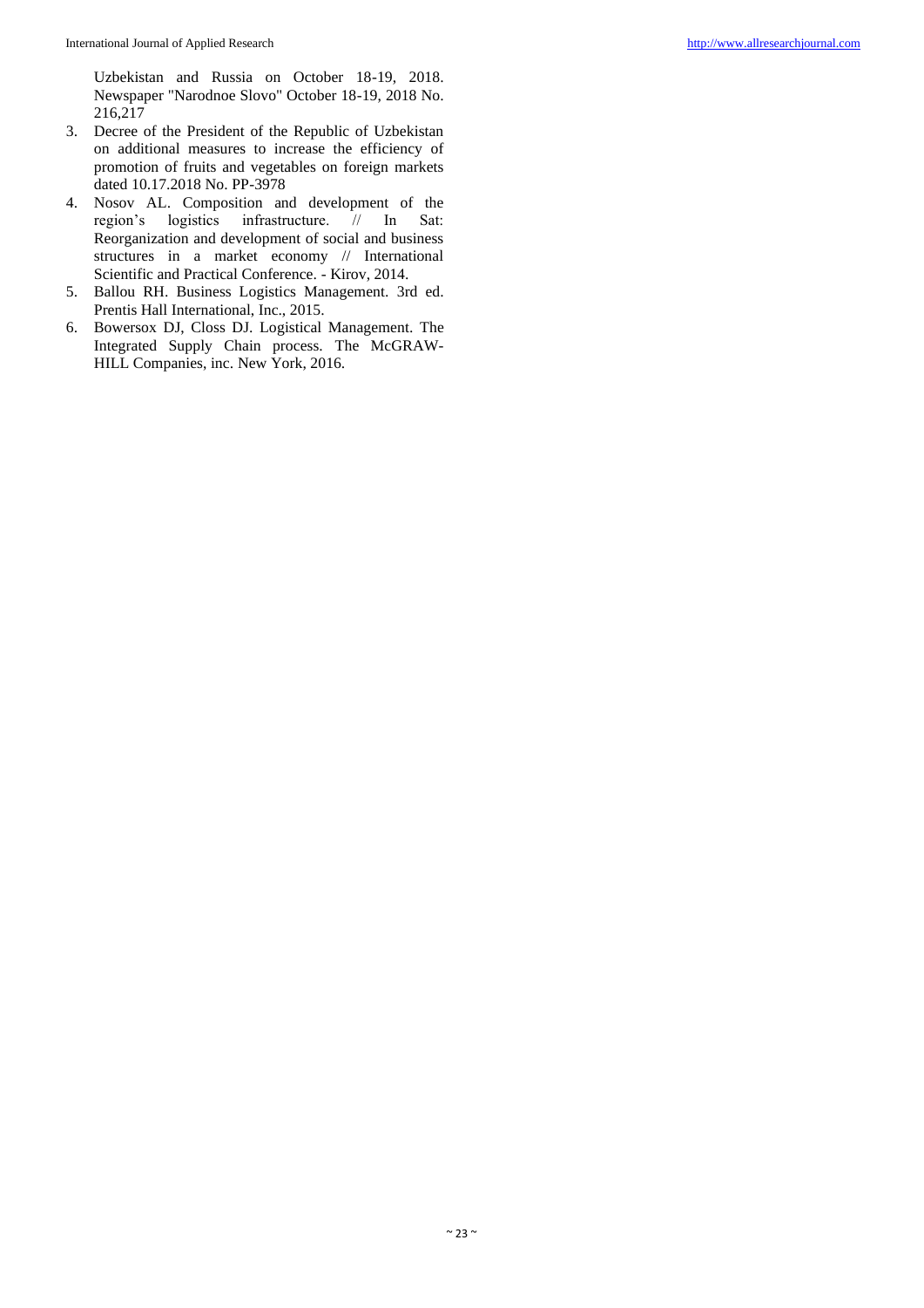Uzbekistan and Russia on October 18-19, 2018. Newspaper "Narodnoe Slovo" October 18-19, 2018 No. 216,217

3. Decree of the President of the Republic of Uzbekistan on additional measures to increase the efficiency of promotion of fruits and vegetables on foreign markets dated 10.17.2018 No. PP-3978
4. Nosov AL. Composition and development of the region's logistics infrastructure. // In Sat: Reorganization and development of social and business structures in a market economy // International Scientific and Practical Conference. - Kirov, 2014.
5. Ballou RH. Business Logistics Management. 3rd ed. Prentis Hall International, Inc., 2015.
6. Bowersox DJ, Closs DJ. Logistical Management. The Integrated Supply Chain process. The McGRAW-HILL Companies, inc. New York, 2016.